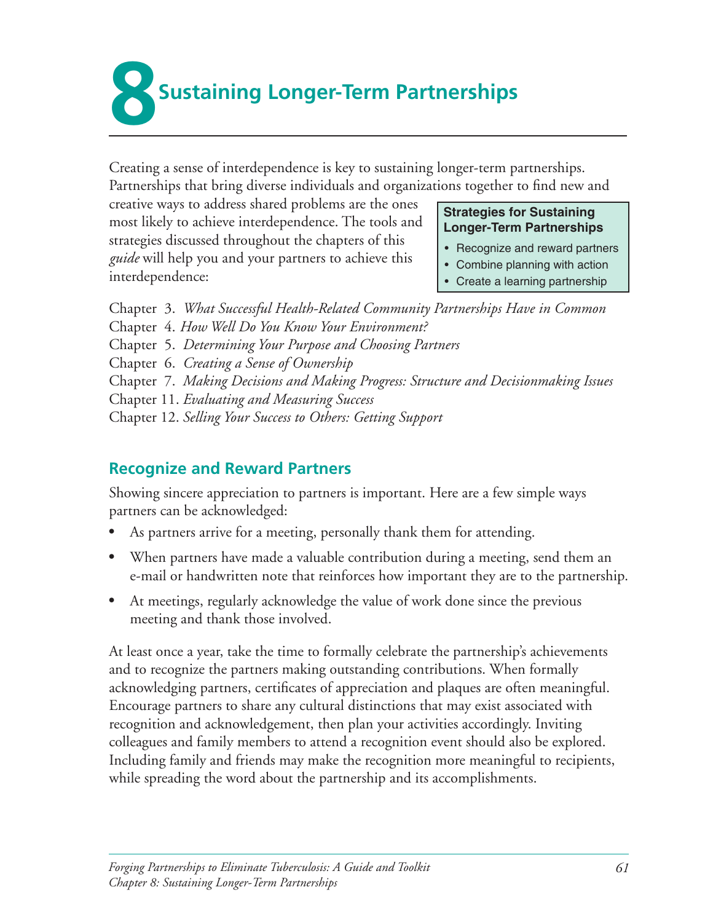# 8 Sustaining Longer-Term Partnerships

Creating a sense of interdependence is key to sustaining longer-term partnerships. Partnerships that bring diverse individuals and organizations together to find new and creative ways to address shared problems are the ones most likely to achieve interdependence. The tools and strategies discussed throughout the chapters of this *guide* will help you and your partners to achieve this interdependence:

**Strategies for Sustaining Longer-Term Partnerships**

- Recognize and reward partners
- Combine planning with action
- Create a learning partnership

Chapter 3. *What Successful Health-Related Community Partnerships Have in Common*
Chapter 4. *How Well Do You Know Your Environment?*
Chapter 5. *Determining Your Purpose and Choosing Partners*
Chapter 6. *Creating a Sense of Ownership*
Chapter 7. *Making Decisions and Making Progress: Structure and Decisionmaking Issues*
Chapter 11. *Evaluating and Measuring Success*
Chapter 12. *Selling Your Success to Others: Getting Support*

## Recognize and Reward Partners

Showing sincere appreciation to partners is important. Here are a few simple ways partners can be acknowledged:

- As partners arrive for a meeting, personally thank them for attending.
- When partners have made a valuable contribution during a meeting, send them an e-mail or handwritten note that reinforces how important they are to the partnership.
- At meetings, regularly acknowledge the value of work done since the previous meeting and thank those involved.

At least once a year, take the time to formally celebrate the partnership's achievements and to recognize the partners making outstanding contributions. When formally acknowledging partners, certificates of appreciation and plaques are often meaningful. Encourage partners to share any cultural distinctions that may exist associated with recognition and acknowledgement, then plan your activities accordingly. Inviting colleagues and family members to attend a recognition event should also be explored. Including family and friends may make the recognition more meaningful to recipients, while spreading the word about the partnership and its accomplishments.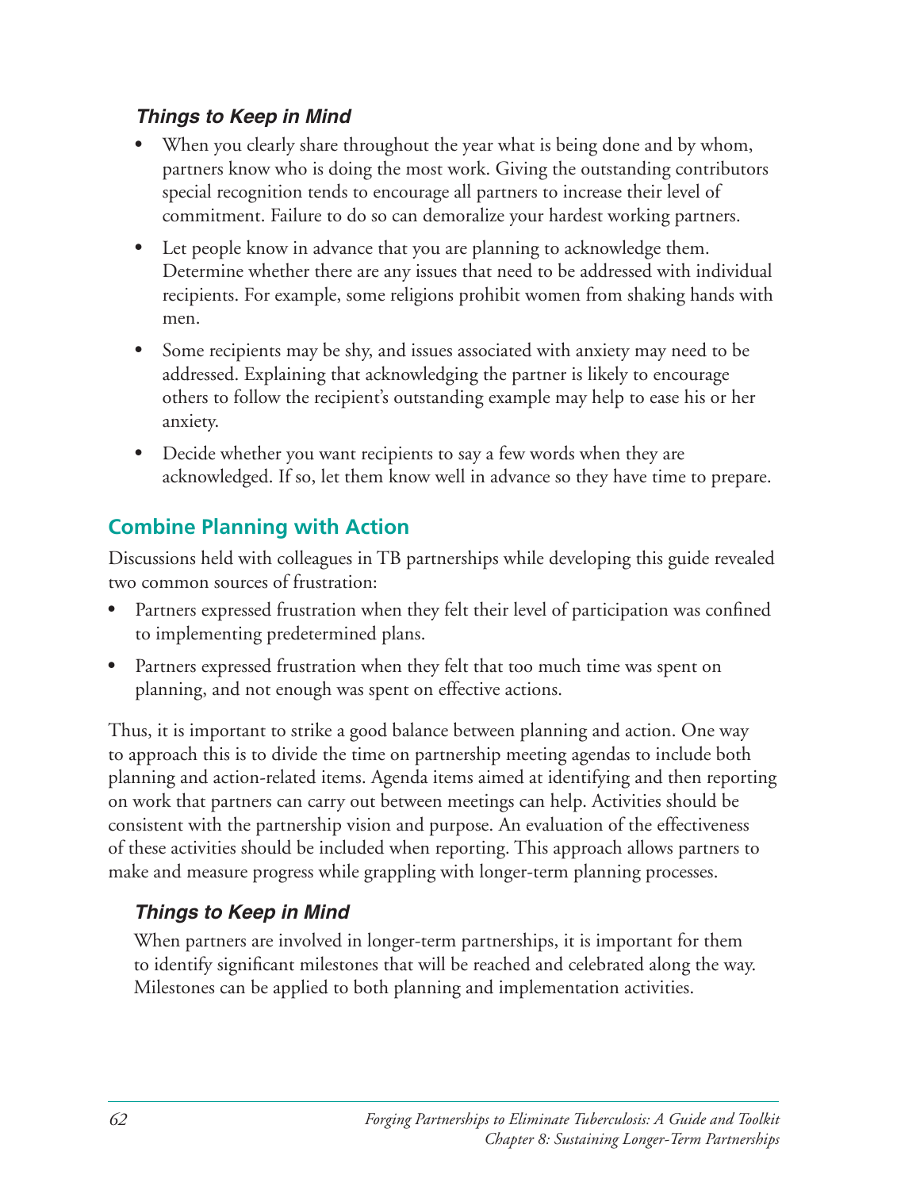### *Things to Keep in Mind*

- When you clearly share throughout the year what is being done and by whom, partners know who is doing the most work. Giving the outstanding contributors special recognition tends to encourage all partners to increase their level of commitment. Failure to do so can demoralize your hardest working partners.
- Let people know in advance that you are planning to acknowledge them. Determine whether there are any issues that need to be addressed with individual recipients. For example, some religions prohibit women from shaking hands with men.
- Some recipients may be shy, and issues associated with anxiety may need to be addressed. Explaining that acknowledging the partner is likely to encourage others to follow the recipient's outstanding example may help to ease his or her anxiety.
- Decide whether you want recipients to say a few words when they are acknowledged. If so, let them know well in advance so they have time to prepare.

## Combine Planning with Action

Discussions held with colleagues in TB partnerships while developing this guide revealed two common sources of frustration:

- Partners expressed frustration when they felt their level of participation was confined to implementing predetermined plans.
- Partners expressed frustration when they felt that too much time was spent on planning, and not enough was spent on effective actions.

Thus, it is important to strike a good balance between planning and action. One way to approach this is to divide the time on partnership meeting agendas to include both planning and action-related items. Agenda items aimed at identifying and then reporting on work that partners can carry out between meetings can help. Activities should be consistent with the partnership vision and purpose. An evaluation of the effectiveness of these activities should be included when reporting. This approach allows partners to make and measure progress while grappling with longer-term planning processes.

### *Things to Keep in Mind*

When partners are involved in longer-term partnerships, it is important for them to identify significant milestones that will be reached and celebrated along the way. Milestones can be applied to both planning and implementation activities.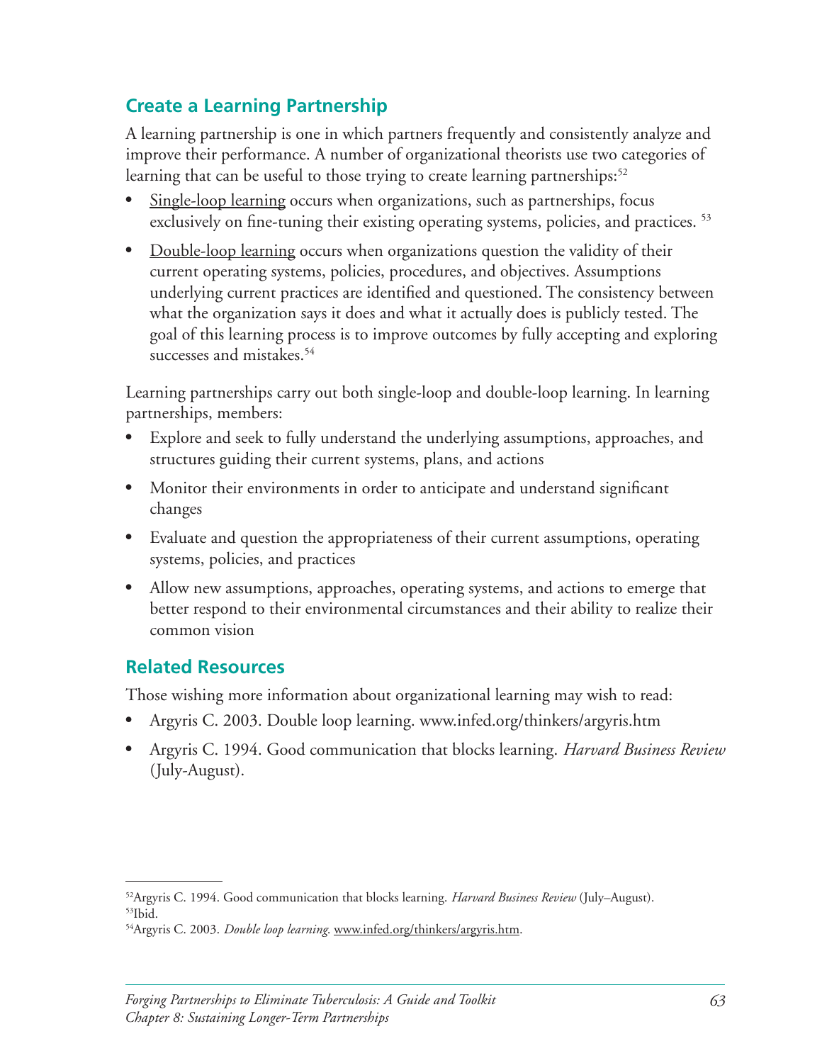## Create a Learning Partnership

A learning partnership is one in which partners frequently and consistently analyze and improve their performance. A number of organizational theorists use two categories of learning that can be useful to those trying to create learning partnerships:[52]

- Single-loop learning occurs when organizations, such as partnerships, focus exclusively on fine-tuning their existing operating systems, policies, and practices. [53]
- Double-loop learning occurs when organizations question the validity of their current operating systems, policies, procedures, and objectives. Assumptions underlying current practices are identified and questioned. The consistency between what the organization says it does and what it actually does is publicly tested. The goal of this learning process is to improve outcomes by fully accepting and exploring successes and mistakes.[54]

Learning partnerships carry out both single-loop and double-loop learning. In learning partnerships, members:

- Explore and seek to fully understand the underlying assumptions, approaches, and structures guiding their current systems, plans, and actions
- Monitor their environments in order to anticipate and understand significant changes
- Evaluate and question the appropriateness of their current assumptions, operating systems, policies, and practices
- Allow new assumptions, approaches, operating systems, and actions to emerge that better respond to their environmental circumstances and their ability to realize their common vision

## Related Resources

Those wishing more information about organizational learning may wish to read:

- Argyris C. 2003. Double loop learning. www.infed.org/thinkers/argyris.htm
- Argyris C. 1994. Good communication that blocks learning. *Harvard Business Review* (July-August).

---

[52] Argyris C. 1994. Good communication that blocks learning. *Harvard Business Review* (July–August).
[53] Ibid.
[54] Argyris C. 2003. *Double loop learning*. www.infed.org/thinkers/argyris.htm.